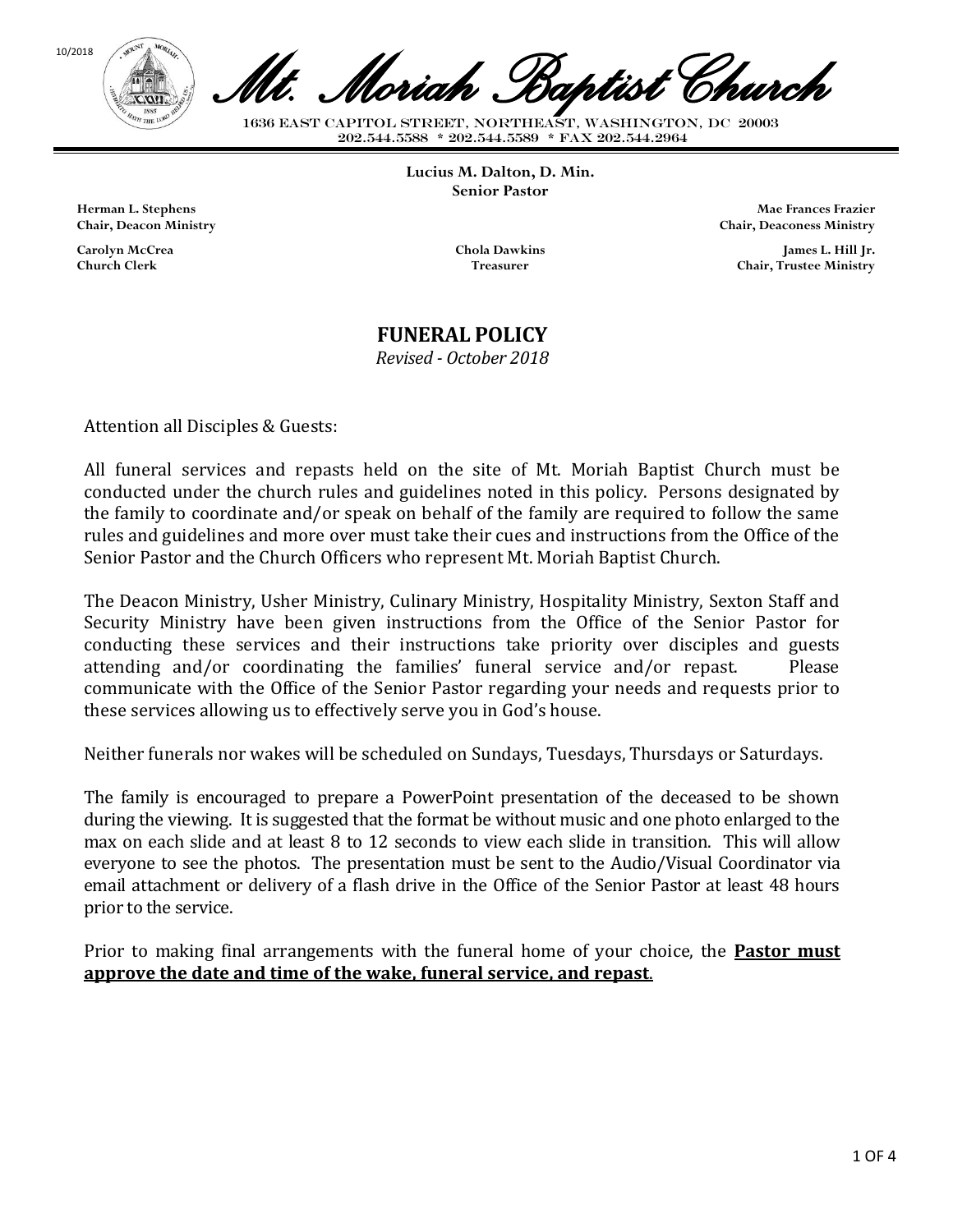10/2018

# *Mt. Moriah Baptist Church*

1636 EAST CAPITOL STREET, NORTHEAST, WASHINGTON, DC 20003
202.544.5588 * 202.544.5589 * FAX 202.544.2964

**Lucius M. Dalton, D. Min.**
**Senior Pastor**

**Herman L. Stephens**
**Chair, Deacon Ministry**

**Mae Frances Frazier**
**Chair, Deaconess Ministry**

**Carolyn McCrea**
**Church Clerk**

**Chola Dawkins**
**Treasurer**

**James L. Hill Jr.**
**Chair, Trustee Ministry**

## FUNERAL POLICY

*Revised - October 2018*

Attention all Disciples & Guests:

All funeral services and repasts held on the site of Mt. Moriah Baptist Church must be conducted under the church rules and guidelines noted in this policy. Persons designated by the family to coordinate and/or speak on behalf of the family are required to follow the same rules and guidelines and more over must take their cues and instructions from the Office of the Senior Pastor and the Church Officers who represent Mt. Moriah Baptist Church.

The Deacon Ministry, Usher Ministry, Culinary Ministry, Hospitality Ministry, Sexton Staff and Security Ministry have been given instructions from the Office of the Senior Pastor for conducting these services and their instructions take priority over disciples and guests attending and/or coordinating the families' funeral service and/or repast. Please communicate with the Office of the Senior Pastor regarding your needs and requests prior to these services allowing us to effectively serve you in God's house.

Neither funerals nor wakes will be scheduled on Sundays, Tuesdays, Thursdays or Saturdays.

The family is encouraged to prepare a PowerPoint presentation of the deceased to be shown during the viewing. It is suggested that the format be without music and one photo enlarged to the max on each slide and at least 8 to 12 seconds to view each slide in transition. This will allow everyone to see the photos. The presentation must be sent to the Audio/Visual Coordinator via email attachment or delivery of a flash drive in the Office of the Senior Pastor at least 48 hours prior to the service.

Prior to making final arrangements with the funeral home of your choice, the **Pastor must approve the date and time of the wake, funeral service, and repast**.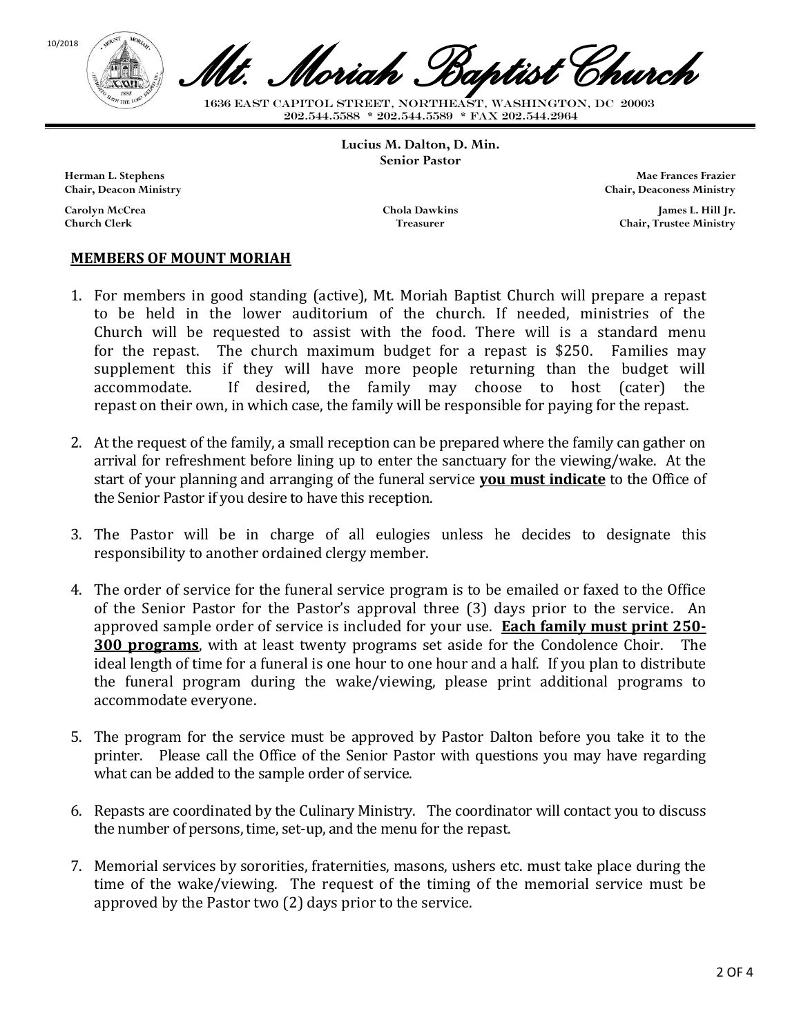# Mt. Moriah Baptist Church

1636 EAST CAPITOL STREET, NORTHEAST, WASHINGTON, DC 20003
202.544.5588 * 202.544.5589 * FAX 202.544.2964

**Lucius M. Dalton, D. Min.**
**Senior Pastor**

**Herman L. Stephens**
**Chair, Deacon Ministry**

**Mae Frances Frazier**
**Chair, Deaconess Ministry**

**Carolyn McCrea**
**Church Clerk**

**Chola Dawkins**
**Treasurer**

**James L. Hill Jr.**
**Chair, Trustee Ministry**

**MEMBERS OF MOUNT MORIAH**

1. For members in good standing (active), Mt. Moriah Baptist Church will prepare a repast to be held in the lower auditorium of the church. If needed, ministries of the Church will be requested to assist with the food. There will be a standard menu for the repast. The church maximum budget for a repast is $250. Families may supplement this if they will have more people returning than the budget will accommodate. If desired, the family may choose to host (cater) the repast on their own, in which case, the family will be responsible for paying for the repast.

2. At the request of the family, a small reception can be prepared where the family can gather on arrival for refreshment before lining up to enter the sanctuary for the viewing/wake. At the start of your planning and arranging of the funeral service **you must indicate** to the Office of the Senior Pastor if you desire to have this reception.

3. The Pastor will be in charge of all eulogies unless he decides to designate this responsibility to another ordained clergy member.

4. The order of service for the funeral service program is to be emailed or faxed to the Office of the Senior Pastor for the Pastor's approval three (3) days prior to the service. An approved sample order of service is included for your use. **Each family must print 250-300 programs**, with at least twenty programs set aside for the Condolence Choir. The ideal length of time for a funeral is one hour to one hour and a half. If you plan to distribute the funeral program during the wake/viewing, please print additional programs to accommodate everyone.

5. The program for the service must be approved by Pastor Dalton before you take it to the printer. Please call the Office of the Senior Pastor with questions you may have regarding what can be added to the sample order of service.

6. Repasts are coordinated by the Culinary Ministry. The coordinator will contact you to discuss the number of persons, time, set-up, and the menu for the repast.

7. Memorial services by sororities, fraternities, masons, ushers etc. must take place during the time of the wake/viewing. The request of the timing of the memorial service must be approved by the Pastor two (2) days prior to the service.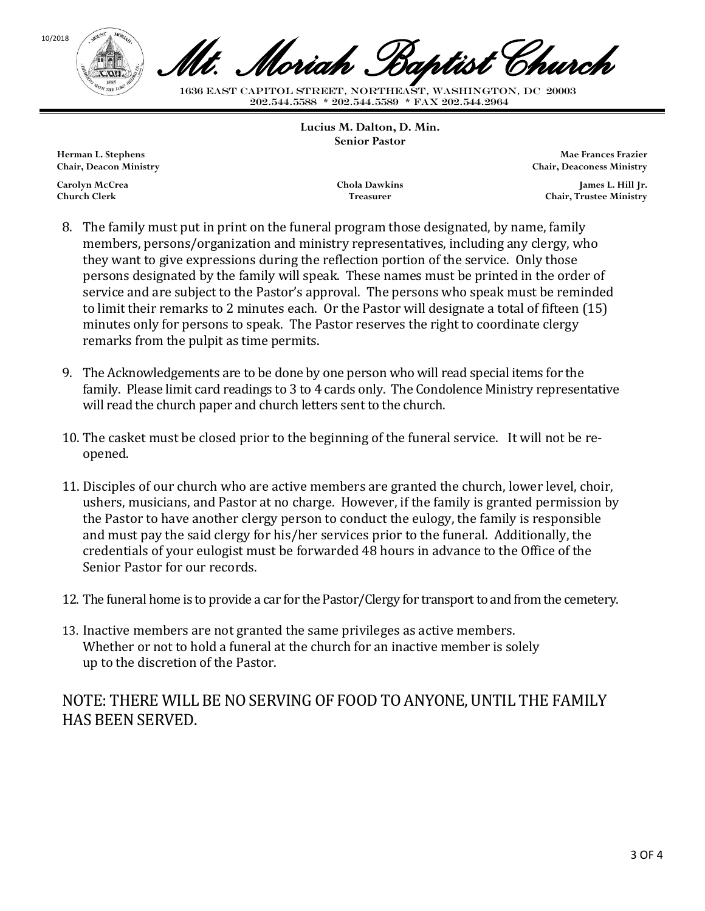10/2018

# Mt. Moriah Baptist Church

1636 EAST CAPITOL STREET, NORTHEAST, WASHINGTON, DC 20003
202.544.5588 * 202.544.5589 * FAX 202.544.2964

**Lucius M. Dalton, D. Min.**
**Senior Pastor**

**Herman L. Stephens**
**Chair, Deacon Ministry**

**Mae Frances Frazier**
**Chair, Deaconess Ministry**

**Carolyn McCrea**
**Church Clerk**

**Chola Dawkins**
**Treasurer**

**James L. Hill Jr.**
**Chair, Trustee Ministry**

8. The family must put in print on the funeral program those designated, by name, family members, persons/organization and ministry representatives, including any clergy, who they want to give expressions during the reflection portion of the service. Only those persons designated by the family will speak. These names must be printed in the order of service and are subject to the Pastor's approval. The persons who speak must be reminded to limit their remarks to 2 minutes each. Or the Pastor will designate a total of fifteen (15) minutes only for persons to speak. The Pastor reserves the right to coordinate clergy remarks from the pulpit as time permits.

9. The Acknowledgements are to be done by one person who will read special items for the family. Please limit card readings to 3 to 4 cards only. The Condolence Ministry representative will read the church paper and church letters sent to the church.

10. The casket must be closed prior to the beginning of the funeral service. It will not be re-opened.

11. Disciples of our church who are active members are granted the church, lower level, choir, ushers, musicians, and Pastor at no charge. However, if the family is granted permission by the Pastor to have another clergy person to conduct the eulogy, the family is responsible and must pay the said clergy for his/her services prior to the funeral. Additionally, the credentials of your eulogist must be forwarded 48 hours in advance to the Office of the Senior Pastor for our records.

12. The funeral home is to provide a car for the Pastor/Clergy for transport to and from the cemetery.

13. Inactive members are not granted the same privileges as active members. Whether or not to hold a funeral at the church for an inactive member is solely up to the discretion of the Pastor.

NOTE: THERE WILL BE NO SERVING OF FOOD TO ANYONE, UNTIL THE FAMILY HAS BEEN SERVED.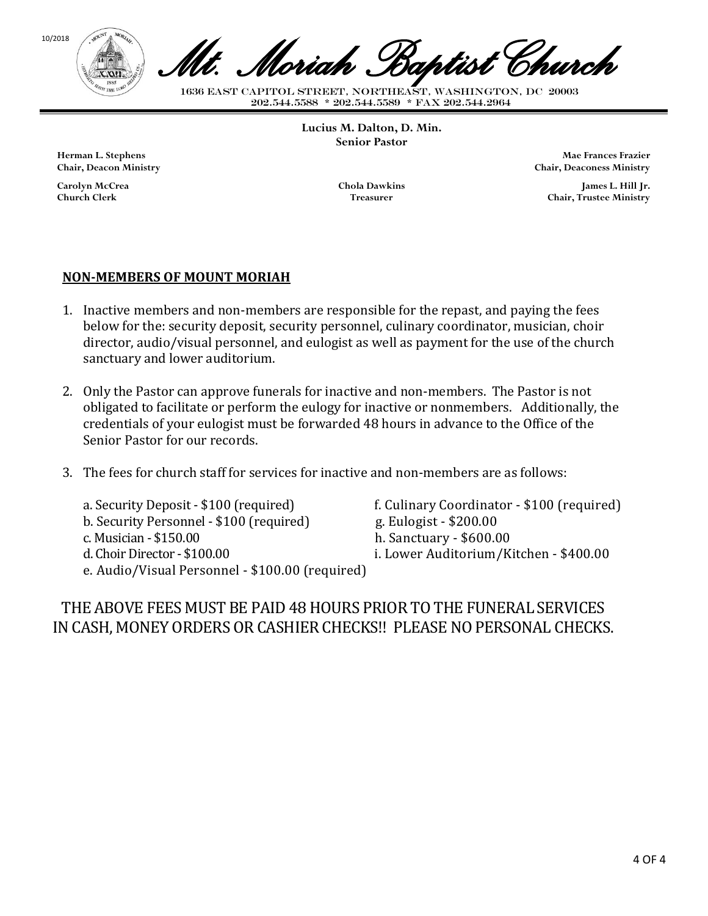10/2018

# Mt. Moriah Baptist Church

1636 EAST CAPITOL STREET, NORTHEAST, WASHINGTON, DC 20003
202.544.5588 * 202.544.5589 * FAX 202.544.2964

**Lucius M. Dalton, D. Min.**
**Senior Pastor**

**Herman L. Stephens**
**Chair, Deacon Ministry**

**Mae Frances Frazier**
**Chair, Deaconess Ministry**

**Carolyn McCrea**
**Church Clerk**

**Chola Dawkins**
**Treasurer**

**James L. Hill Jr.**
**Chair, Trustee Ministry**

## NON-MEMBERS OF MOUNT MORIAH

1. Inactive members and non-members are responsible for the repast, and paying the fees below for the: security deposit, security personnel, culinary coordinator, musician, choir director, audio/visual personnel, and eulogist as well as payment for the use of the church sanctuary and lower auditorium.

2. Only the Pastor can approve funerals for inactive and non-members. The Pastor is not obligated to facilitate or perform the eulogy for inactive or nonmembers. Additionally, the credentials of your eulogist must be forwarded 48 hours in advance to the Office of the Senior Pastor for our records.

3. The fees for church staff for services for inactive and non-members are as follows:

   a. Security Deposit - $100 (required)
   b. Security Personnel - $100 (required)
   c. Musician - $150.00
   d. Choir Director - $100.00
   e. Audio/Visual Personnel - $100.00 (required)
   f. Culinary Coordinator - $100 (required)
   g. Eulogist - $200.00
   h. Sanctuary - $600.00
   i. Lower Auditorium/Kitchen - $400.00

THE ABOVE FEES MUST BE PAID 48 HOURS PRIOR TO THE FUNERAL SERVICES IN CASH, MONEY ORDERS OR CASHIER CHECKS!! PLEASE NO PERSONAL CHECKS.